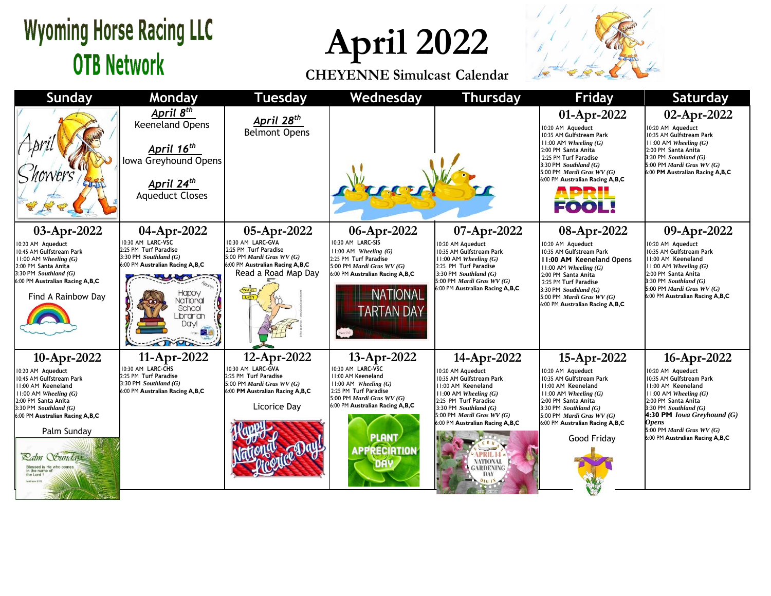# Wyoming Horse Racing LLC
## OTB Network

# April 2022

**CHEYENNE Simulcast Calendar**

| Sunday | Monday | Tuesday | Wednesday | Thursday | Friday | Saturday |
|---|---|---|---|---|---|---|
| April Showers | ***April 8th*** Keeneland Opens<br>***April 16th*** Iowa Greyhound Opens<br>***April 24th*** Aqueduct Closes | ***April 28th*** Belmont Opens | | | **01-Apr-2022**<br>10:20 AM Aqueduct<br>10:35 AM Gulfstream Park<br>11:00 AM *Wheeling (G)*<br>2:00 PM Santa Anita<br>2:25 PM Turf Paradise<br>3:30 PM *Southland (G)*<br>5:00 PM *Mardi Gras WV (G)*<br>6:00 PM **Australian Racing A,B,C**<br>APRIL FOOL! | **02-Apr-2022**<br>10:20 AM Aqueduct<br>10:35 AM Gulfstream Park<br>11:00 AM *Wheeling (G)*<br>2:00 PM Santa Anita<br>3:30 PM *Southland (G)*<br>5:00 PM *Mardi Gras WV (G)*<br>6:00 PM **Australian Racing A,B,C** |
| **03-Apr-2022**<br>10:20 AM Aqueduct<br>10:45 AM Gulfstream Park<br>11:00 AM *Wheeling (G)*<br>2:00 PM Santa Anita<br>3:30 PM *Southland (G)*<br>6:00 PM **Australian Racing A,B,C**<br>Find A Rainbow Day | **04-Apr-2022**<br>10:30 AM LARC-VSC<br>2:25 PM Turf Paradise<br>3:30 PM *Southland (G)*<br>6:00 PM **Australian Racing A,B,C**<br>Happy National School Librarian Day! | **05-Apr-2022**<br>10:30 AM LARC-GVA<br>2:25 PM Turf Paradise<br>5:00 PM *Mardi Gras WV (G)*<br>6:00 PM **Australian Racing A,B,C**<br>Read a Road Map Day | **06-Apr-2022**<br>10:30 AM LARC-SIS<br>11:00 AM *Wheeling (G)*<br>2:25 PM Turf Paradise<br>5:00 PM *Mardi Gras WV (G)*<br>6:00 PM **Australian Racing A,B,C**<br>NATIONAL TARTAN DAY | **07-Apr-2022**<br>10:20 AM Aqueduct<br>10:35 AM Gulfstream Park<br>11:00 AM *Wheeling (G)*<br>2:25 PM Turf Paradise<br>3:30 PM *Southland (G)*<br>5:00 PM *Mardi Gras WV (G)*<br>6:00 PM **Australian Racing A,B,C** | **08-Apr-2022**<br>10:20 AM Aqueduct<br>10:35 AM Gulfstream Park<br>**11:00 AM** Keeneland Opens<br>11:00 AM *Wheeling (G)*<br>2:00 PM Santa Anita<br>2:25 PM Turf Paradise<br>3:30 PM *Southland (G)*<br>5:00 PM *Mardi Gras WV (G)*<br>6:00 PM **Australian Racing A,B,C** | **09-Apr-2022**<br>10:20 AM Aqueduct<br>10:35 AM Gulfstream Park<br>11:00 AM Keeneland<br>11:00 AM *Wheeling (G)*<br>2:00 PM Santa Anita<br>3:30 PM *Southland (G)*<br>5:00 PM *Mardi Gras WV (G)*<br>6:00 PM **Australian Racing A,B,C** |
| **10-Apr-2022**<br>10:20 AM Aqueduct<br>10:45 AM Gulfstream Park<br>11:00 AM Keeneland<br>11:00 AM *Wheeling (G)*<br>2:00 PM Santa Anita<br>3:30 PM *Southland (G)*<br>6:00 PM **Australian Racing A,B,C**<br>Palm Sunday | **11-Apr-2022**<br>10:30 AM LARC-CHS<br>2:25 PM Turf Paradise<br>3:30 PM *Southland (G)*<br>6:00 PM **Australian Racing A,B,C** | **12-Apr-2022**<br>10:30 AM LARC-GVA<br>2:25 PM Turf Paradise<br>5:00 PM *Mardi Gras WV (G)*<br>6:00 **PM Australian Racing A,B,C**<br>Licorice Day | **13-Apr-2022**<br>10:30 AM LARC-VSC<br>11:00 AM Keeneland<br>11:00 AM *Wheeling (G)*<br>2:25 PM Turf Paradise<br>5:00 PM *Mardi Gras WV (G)*<br>6:00 PM **Australian Racing A,B,C**<br>PLANT APPRECIATION DAY | **14-Apr-2022**<br>10:20 AM Aqueduct<br>10:35 AM Gulfstream Park<br>11:00 AM Keeneland<br>11:00 AM *Wheeling (G)*<br>2:25 PM Turf Paradise<br>3:30 PM *Southland (G)*<br>5:00 PM *Mardi Gras WV (G)*<br>6:00 PM **Australian Racing A,B,C**<br>APRIL 14 NATIONAL GARDENING DAY | **15-Apr-2022**<br>10:20 AM Aqueduct<br>10:35 AM Gulfstream Park<br>11:00 AM Keeneland<br>11:00 AM *Wheeling (G)*<br>2:00 PM Santa Anita<br>3:30 PM *Southland (G)*<br>5:00 PM *Mardi Gras WV (G)*<br>6:00 PM **Australian Racing A,B,C**<br>Good Friday | **16-Apr-2022**<br>10:20 AM Aqueduct<br>10:35 AM Gulfstream Park<br>11:00 AM Keeneland<br>11:00 AM *Wheeling (G)*<br>2:00 PM Santa Anita<br>3:30 PM *Southland (G)*<br>**4:30 PM** ***Iowa Greyhound (G) Opens***<br>5:00 PM *Mardi Gras WV (G)*<br>6:00 PM **Australian Racing A,B,C** |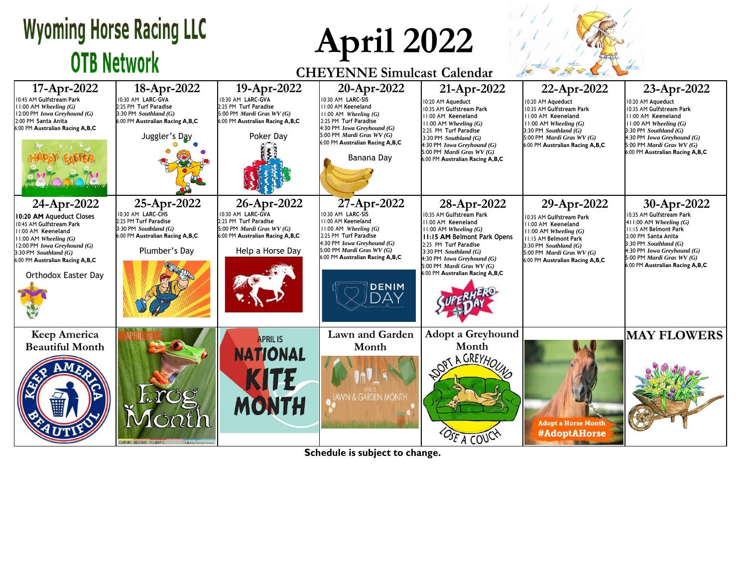# Wyoming Horse Racing LLC OTB Network

# April 2022

## CHEYENNE Simulcast Calendar

| 17-Apr-2022 | 18-Apr-2022 | 19-Apr-2022 | 20-Apr-2022 | 21-Apr-2022 | 22-Apr-2022 | 23-Apr-2022 |
|---|---|---|---|---|---|---|
| 10:45 AM Gulfstream Park<br>11:00 AM *Wheeling (G)*<br>12:00 PM *Iowa Greyhound (G)*<br>2:00 PM Santa Anita<br>6:00 PM **Australian Racing A,B,C**<br>HAPPY EASTER | 10:30 AM LARC-GVA<br>2:25 PM Turf Paradise<br>3:30 PM *Southland (G)*<br>6:00 PM **Australian Racing A,B,C**<br>Juggler's Day | 10:30 AM LARC-GVA<br>2:25 PM Turf Paradise<br>5:00 PM *Mardi Gras WV (G)*<br>6:00 PM **Australian Racing A,B,C**<br>Poker Day | 10:30 AM LARC-SIS<br>11:00 AM Keeneland<br>11:00 AM *Wheeling (G)*<br>2:25 PM Turf Paradise<br>4:30 PM *Iowa Greyhound (G)*<br>5:00 PM *Mardi Gras WV (G)*<br>6:00 PM **Australian Racing A,B,C**<br>Banana Day | 10:20 AM Aqueduct<br>10:35 AM Gulfstream Park<br>11:00 AM Keeneland<br>11:00 AM *Wheeling (G)*<br>2:25 PM Turf Paradise<br>3:30 PM *Southland (G)*<br>4:30 PM *Iowa Greyhound (G)*<br>5:00 PM *Mardi Gras WV (G)*<br>6:00 PM **Australian Racing A,B,C** | 10:20 AM Aqueduct<br>10:35 AM Gulfstream Park<br>11:00 AM Keeneland<br>11:00 AM *Wheeling (G)*<br>3:30 PM *Southland (G)*<br>5:00 PM *Mardi Gras WV (G)*<br>6:00 PM **Australian Racing A,B,C** | 10:20 AM Aqueduct<br>10:35 AM Gulfstream Park<br>11:00 AM Keeneland<br>11:00 AM *Wheeling (G)*<br>3:30 PM *Southland (G)*<br>4:30 PM *Iowa Greyhound (G)*<br>5:00 PM *Mardi Gras WV (G)*<br>6:00 PM **Australian Racing A,B,C** |
| **24-Apr-2022** | **25-Apr-2022** | **26-Apr-2022** | **27-Apr-2022** | **28-Apr-2022** | **29-Apr-2022** | **30-Apr-2022** |
| **10:20 AM** Aqueduct Closes<br>10:45 AM Gulfstream Park<br>11:00 AM Keeneland<br>11:00 AM *Wheeling (G)*<br>12:00 PM *Iowa Greyhound (G)*<br>3:30 PM *Southland (G)*<br>6:00 PM **Australian Racing A,B,C**<br>Orthodox Easter Day | 10:30 AM LARC-CHS<br>2:25 PM Turf Paradise<br>3:30 PM *Southland (G)*<br>6:00 PM **Australian Racing A,B,C**<br>Plumber's Day | 10:30 AM LARC-GVA<br>2:25 PM Turf Paradise<br>5:00 PM *Mardi Gras WV (G)*<br>6:00 PM **Australian Racing A,B,C**<br>Help a Horse Day | 10:30 AM LARC-SIS<br>11:00 AM Keeneland<br>11:00 AM *Wheeling (G)*<br>2:25 PM Turf Paradise<br>4:30 PM *Iowa Greyhound (G)*<br>5:00 PM *Mardi Gras WV (G)*<br>6:00 PM **Australian Racing A,B,C**<br>DENIM DAY | 10:35 AM Gulfstream Park<br>11:00 AM Keeneland<br>11:00 AM *Wheeling (G)*<br>**11:15 AM Belmont Park Opens**<br>2:25 PM Turf Paradise<br>3:30 PM *Southland (G)*<br>4:30 PM *Iowa Greyhound (G)*<br>5:00 PM *Mardi Gras WV (G)*<br>6:00 PM **Australian Racing A,B,C**<br>SUPERHERO DAY | 10:35 AM Gulfstream Park<br>11:00 AM Keeneland<br>11:00 AM *Wheeling (G)*<br>11:15 AM Belmont Park<br>3:30 PM *Southland (G)*<br>5:00 PM *Mardi Gras WV (G)*<br>6:00 PM **Australian Racing A,B,C** | 10:35 AM Gulfstream Park<br>11:00 AM *Wheeling (G)*<br>11:15 AM Belmont Park<br>2:00 PM Santa Anita<br>3:30 PM *Southland (G)*<br>4:30 PM *Iowa Greyhound (G)*<br>5:00 PM *Mardi Gras WV (G)*<br>6:00 PM **Australian Racing A,B,C** |
| **Keep America Beautiful Month** | April is Frog Month | April is National Kite Month | **Lawn and Garden Month** | **Adopt a Greyhound Month**<br>Adopt a Greyhound — Lose a Couch | Adopt a Horse Month #AdoptAHorse | **MAY FLOWERS** |

**Schedule is subject to change.**